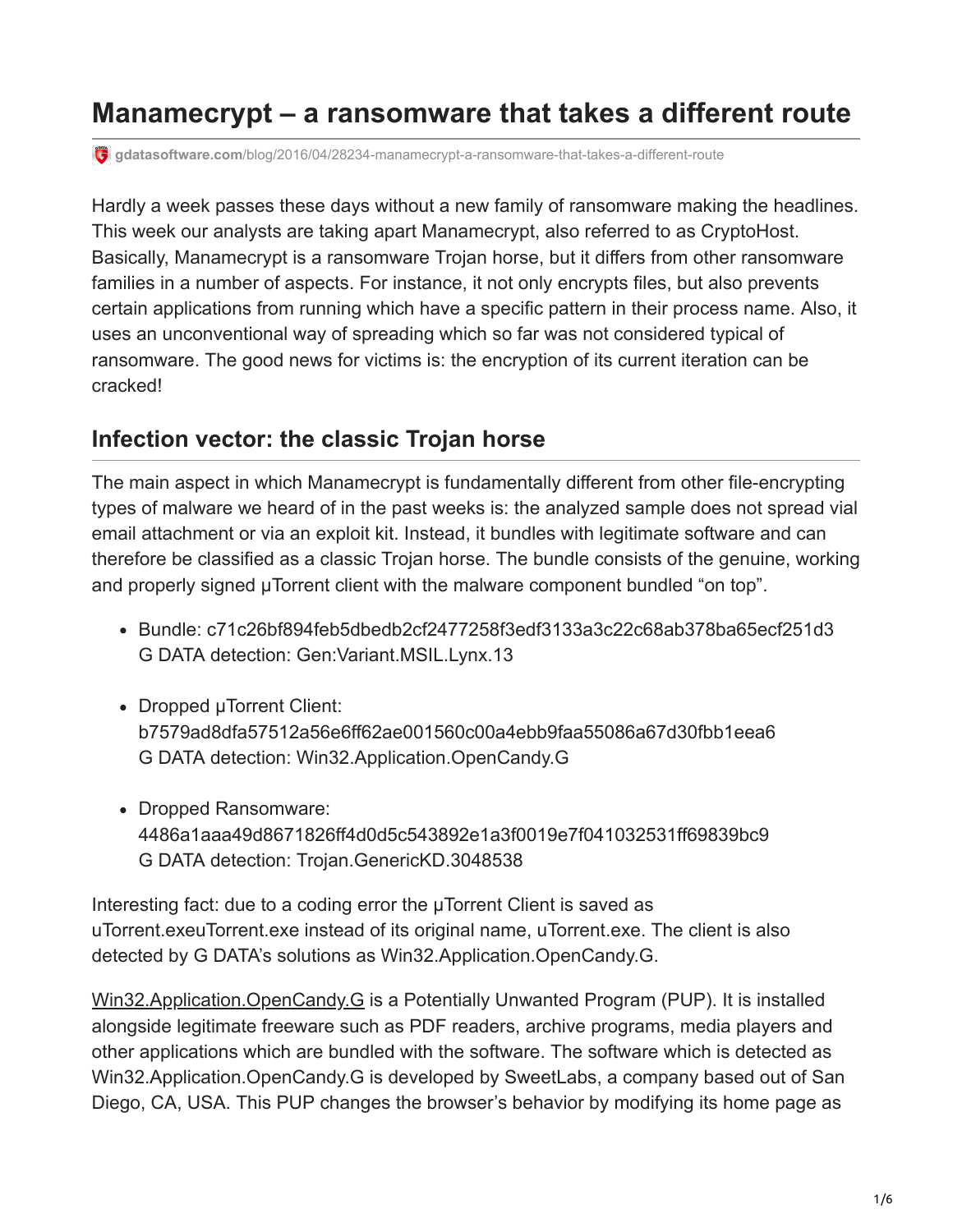# Manamecrypt – a ransomware that takes a different route

gdatasoftware.com/blog/2016/04/28234-manamecrypt-a-ransomware-that-takes-a-different-route

Hardly a week passes these days without a new family of ransomware making the headlines. This week our analysts are taking apart Manamecrypt, also referred to as CryptoHost. Basically, Manamecrypt is a ransomware Trojan horse, but it differs from other ransomware families in a number of aspects. For instance, it not only encrypts files, but also prevents certain applications from running which have a specific pattern in their process name. Also, it uses an unconventional way of spreading which so far was not considered typical of ransomware. The good news for victims is: the encryption of its current iteration can be cracked!

## Infection vector: the classic Trojan horse

The main aspect in which Manamecrypt is fundamentally different from other file-encrypting types of malware we heard of in the past weeks is: the analyzed sample does not spread vial email attachment or via an exploit kit. Instead, it bundles with legitimate software and can therefore be classified as a classic Trojan horse. The bundle consists of the genuine, working and properly signed µTorrent client with the malware component bundled "on top".

- Bundle: c71c26bf894feb5dbedb2cf2477258f3edf3133a3c22c68ab378ba65ecf251d3
  G DATA detection: Gen:Variant.MSIL.Lynx.13
- Dropped µTorrent Client:
  b7579ad8dfa57512a56e6ff62ae001560c00a4ebb9faa55086a67d30fbb1eea6
  G DATA detection: Win32.Application.OpenCandy.G
- Dropped Ransomware:
  4486a1aaa49d8671826ff4d0d5c543892e1a3f0019e7f041032531ff69839bc9
  G DATA detection: Trojan.GenericKD.3048538

Interesting fact: due to a coding error the µTorrent Client is saved as uTorrent.exeuTorrent.exe instead of its original name, uTorrent.exe. The client is also detected by G DATA's solutions as Win32.Application.OpenCandy.G.

Win32.Application.OpenCandy.G is a Potentially Unwanted Program (PUP). It is installed alongside legitimate freeware such as PDF readers, archive programs, media players and other applications which are bundled with the software. The software which is detected as Win32.Application.OpenCandy.G is developed by SweetLabs, a company based out of San Diego, CA, USA. This PUP changes the browser's behavior by modifying its home page as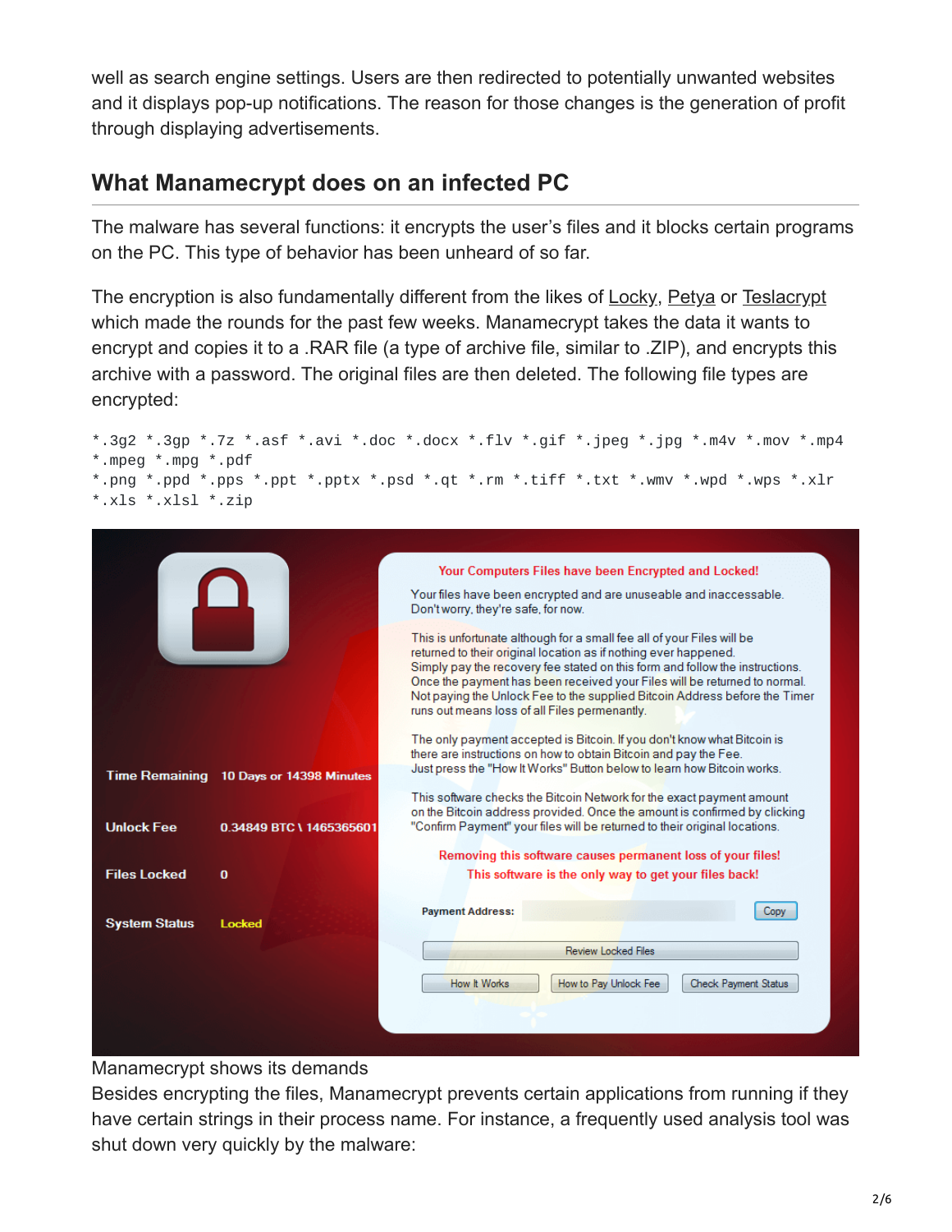well as search engine settings. Users are then redirected to potentially unwanted websites and it displays pop-up notifications. The reason for those changes is the generation of profit through displaying advertisements.

## What Manamecrypt does on an infected PC

The malware has several functions: it encrypts the user's files and it blocks certain programs on the PC. This type of behavior has been unheard of so far.

The encryption is also fundamentally different from the likes of Locky, Petya or Teslacrypt which made the rounds for the past few weeks. Manamecrypt takes the data it wants to encrypt and copies it to a .RAR file (a type of archive file, similar to .ZIP), and encrypts this archive with a password. The original files are then deleted. The following file types are encrypted:

```
*.3g2 *.3gp *.7z *.asf *.avi *.doc *.docx *.flv *.gif *.jpeg *.jpg *.m4v *.mov *.mp4
*.mpeg *.mpg *.pdf
*.png *.ppd *.pps *.ppt *.pptx *.psd *.qt *.rm *.tiff *.txt *.wmv *.wpd *.wps *.xlr
*.xls *.xlsl *.zip
```

Manamecrypt shows its demands

Besides encrypting the files, Manamecrypt prevents certain applications from running if they have certain strings in their process name. For instance, a frequently used analysis tool was shut down very quickly by the malware: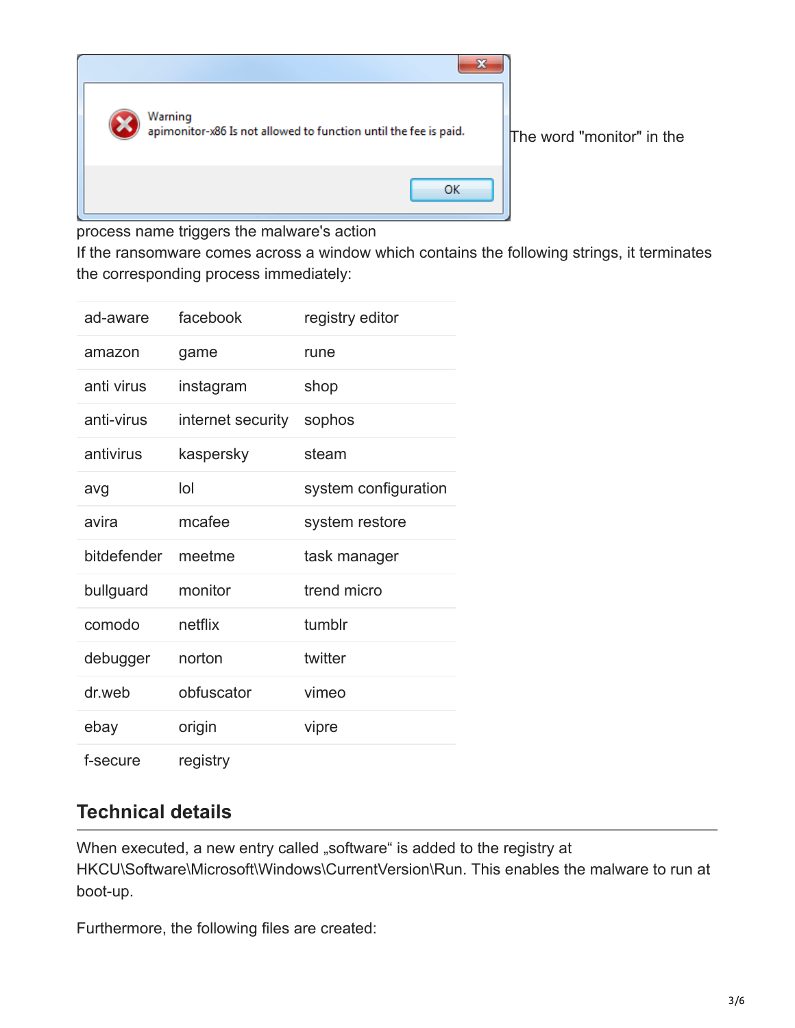Warning
apimonitor-x86 Is not allowed to function until the fee is paid.

OK

The word "monitor" in the process name triggers the malware's action

If the ransomware comes across a window which contains the following strings, it terminates the corresponding process immediately:

| | | |
|---|---|---|
| ad-aware | facebook | registry editor |
| amazon | game | rune |
| anti virus | instagram | shop |
| anti-virus | internet security | sophos |
| antivirus | kaspersky | steam |
| avg | lol | system configuration |
| avira | mcafee | system restore |
| bitdefender | meetme | task manager |
| bullguard | monitor | trend micro |
| comodo | netflix | tumblr |
| debugger | norton | twitter |
| dr.web | obfuscator | vimeo |
| ebay | origin | vipre |
| f-secure | registry | |

## Technical details

When executed, a new entry called „software" is added to the registry at HKCU\Software\Microsoft\Windows\CurrentVersion\Run. This enables the malware to run at boot-up.

Furthermore, the following files are created: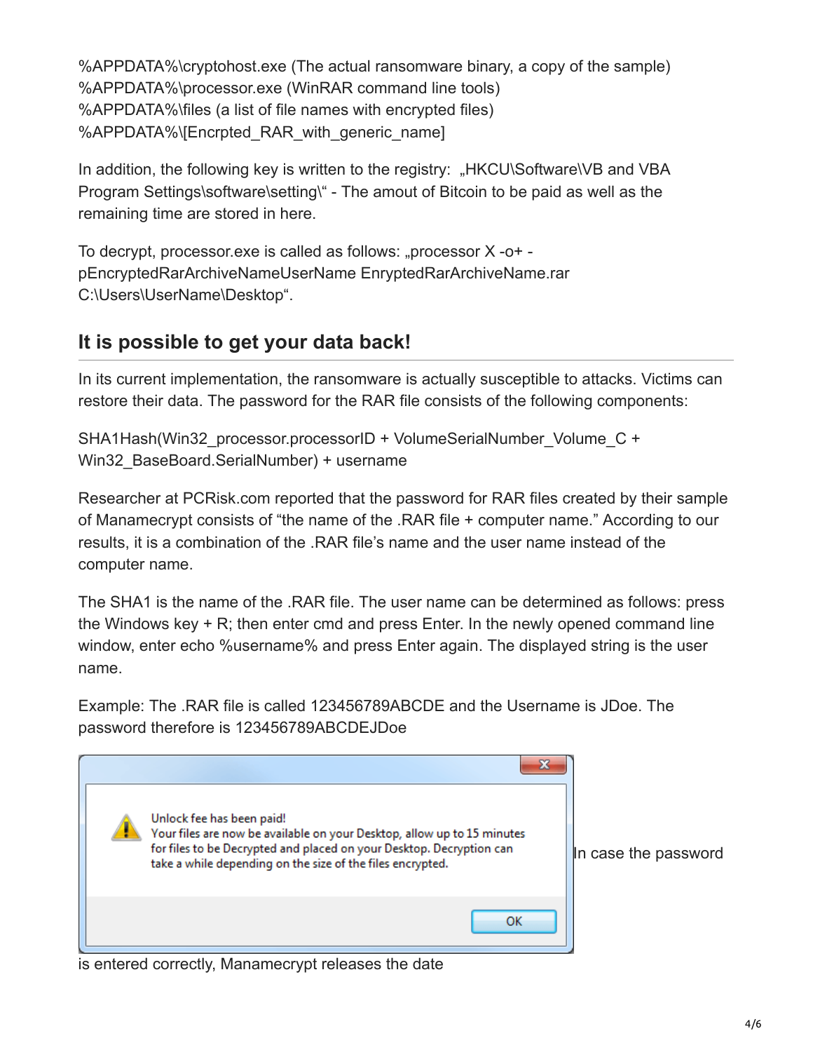%APPDATA%\cryptohost.exe (The actual ransomware binary, a copy of the sample)
%APPDATA%\processor.exe (WinRAR command line tools)
%APPDATA%\files (a list of file names with encrypted files)
%APPDATA%\[Encrpted_RAR_with_generic_name]

In addition, the following key is written to the registry: „HKCU\Software\VB and VBA Program Settings\software\setting\" - The amout of Bitcoin to be paid as well as the remaining time are stored in here.

To decrypt, processor.exe is called as follows: „processor X -o+ -pEncryptedRarArchiveNameUserName EnryptedRarArchiveName.rar C:\Users\UserName\Desktop".

## It is possible to get your data back!

In its current implementation, the ransomware is actually susceptible to attacks. Victims can restore their data. The password for the RAR file consists of the following components:

SHA1Hash(Win32_processor.processorID + VolumeSerialNumber_Volume_C + Win32_BaseBoard.SerialNumber) + username

Researcher at PCRisk.com reported that the password for RAR files created by their sample of Manamecrypt consists of "the name of the .RAR file + computer name." According to our results, it is a combination of the .RAR file's name and the user name instead of the computer name.

The SHA1 is the name of the .RAR file. The user name can be determined as follows: press the Windows key + R; then enter cmd and press Enter. In the newly opened command line window, enter echo %username% and press Enter again. The displayed string is the user name.

Example: The .RAR file is called 123456789ABCDE and the Username is JDoe. The password therefore is 123456789ABCDEJDoe

Unlock fee has been paid!
Your files are now be available on your Desktop, allow up to 15 minutes for files to be Decrypted and placed on your Desktop. Decryption can take a while depending on the size of the files encrypted.

OK

In case the password is entered correctly, Manamecrypt releases the date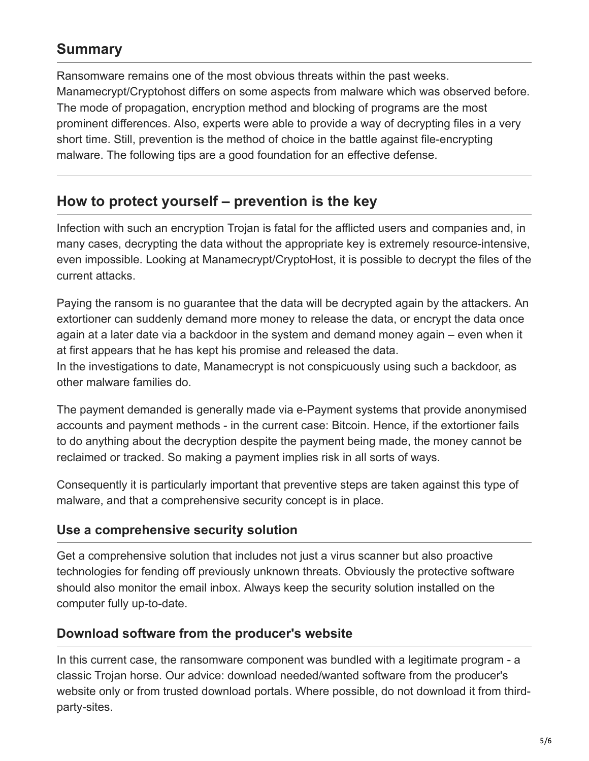## Summary

Ransomware remains one of the most obvious threats within the past weeks. Manamecrypt/Cryptohost differs on some aspects from malware which was observed before. The mode of propagation, encryption method and blocking of programs are the most prominent differences. Also, experts were able to provide a way of decrypting files in a very short time. Still, prevention is the method of choice in the battle against file-encrypting malware. The following tips are a good foundation for an effective defense.

## How to protect yourself – prevention is the key

Infection with such an encryption Trojan is fatal for the afflicted users and companies and, in many cases, decrypting the data without the appropriate key is extremely resource-intensive, even impossible. Looking at Manamecrypt/CryptoHost, it is possible to decrypt the files of the current attacks.

Paying the ransom is no guarantee that the data will be decrypted again by the attackers. An extortioner can suddenly demand more money to release the data, or encrypt the data once again at a later date via a backdoor in the system and demand money again – even when it at first appears that he has kept his promise and released the data.
In the investigations to date, Manamecrypt is not conspicuously using such a backdoor, as other malware families do.

The payment demanded is generally made via e-Payment systems that provide anonymised accounts and payment methods - in the current case: Bitcoin. Hence, if the extortioner fails to do anything about the decryption despite the payment being made, the money cannot be reclaimed or tracked. So making a payment implies risk in all sorts of ways.

Consequently it is particularly important that preventive steps are taken against this type of malware, and that a comprehensive security concept is in place.

### Use a comprehensive security solution

Get a comprehensive solution that includes not just a virus scanner but also proactive technologies for fending off previously unknown threats. Obviously the protective software should also monitor the email inbox. Always keep the security solution installed on the computer fully up-to-date.

### Download software from the producer's website

In this current case, the ransomware component was bundled with a legitimate program - a classic Trojan horse. Our advice: download needed/wanted software from the producer's website only or from trusted download portals. Where possible, do not download it from third-party-sites.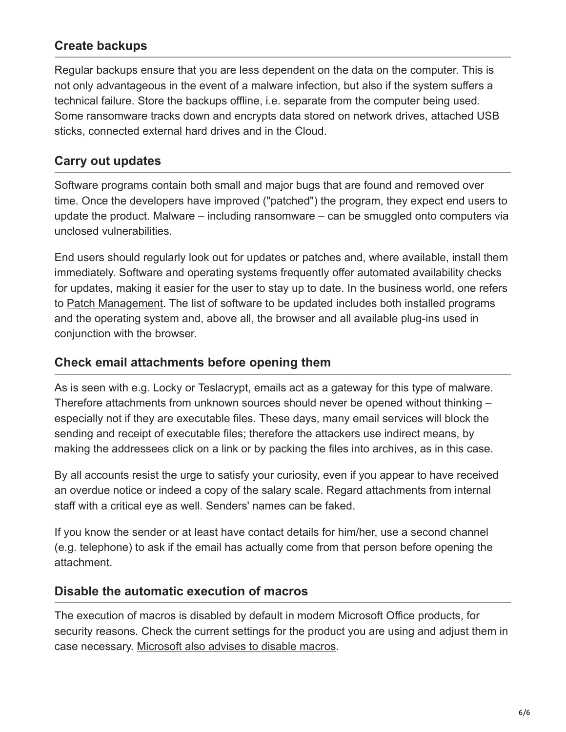### Create backups

Regular backups ensure that you are less dependent on the data on the computer. This is not only advantageous in the event of a malware infection, but also if the system suffers a technical failure. Store the backups offline, i.e. separate from the computer being used. Some ransomware tracks down and encrypts data stored on network drives, attached USB sticks, connected external hard drives and in the Cloud.

### Carry out updates

Software programs contain both small and major bugs that are found and removed over time. Once the developers have improved ("patched") the program, they expect end users to update the product. Malware – including ransomware – can be smuggled onto computers via unclosed vulnerabilities.

End users should regularly look out for updates or patches and, where available, install them immediately. Software and operating systems frequently offer automated availability checks for updates, making it easier for the user to stay up to date. In the business world, one refers to Patch Management. The list of software to be updated includes both installed programs and the operating system and, above all, the browser and all available plug-ins used in conjunction with the browser.

### Check email attachments before opening them

As is seen with e.g. Locky or Teslacrypt, emails act as a gateway for this type of malware. Therefore attachments from unknown sources should never be opened without thinking – especially not if they are executable files. These days, many email services will block the sending and receipt of executable files; therefore the attackers use indirect means, by making the addressees click on a link or by packing the files into archives, as in this case.

By all accounts resist the urge to satisfy your curiosity, even if you appear to have received an overdue notice or indeed a copy of the salary scale. Regard attachments from internal staff with a critical eye as well. Senders' names can be faked.

If you know the sender or at least have contact details for him/her, use a second channel (e.g. telephone) to ask if the email has actually come from that person before opening the attachment.

### Disable the automatic execution of macros

The execution of macros is disabled by default in modern Microsoft Office products, for security reasons. Check the current settings for the product you are using and adjust them in case necessary. Microsoft also advises to disable macros.